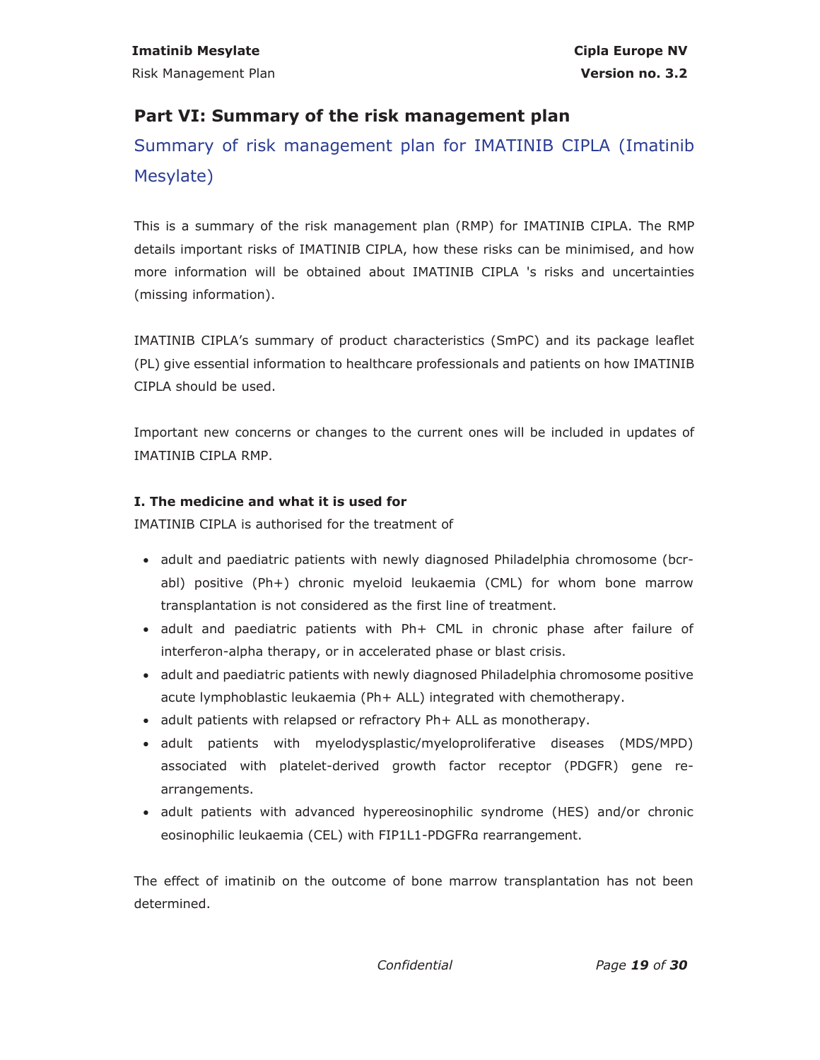# Part VI: Summary of the risk management plan

## Summary of risk management plan for IMATINIB CIPLA (Imatinib Mesylate)

This is a summary of the risk management plan (RMP) for IMATINIB CIPLA. The RMP details important risks of IMATINIB CIPLA, how these risks can be minimised, and how more information will be obtained about IMATINIB CIPLA 's risks and uncertainties (missing information).

IMATINIB CIPLA's summary of product characteristics (SmPC) and its package leaflet (PL) give essential information to healthcare professionals and patients on how IMATINIB CIPLA should be used.

Important new concerns or changes to the current ones will be included in updates of IMATINIB CIPLA RMP.

### I. The medicine and what it is used for

IMATINIB CIPLA is authorised for the treatment of

- adult and paediatric patients with newly diagnosed Philadelphia chromosome (bcr-abl) positive (Ph+) chronic myeloid leukaemia (CML) for whom bone marrow transplantation is not considered as the first line of treatment.
- adult and paediatric patients with Ph+ CML in chronic phase after failure of interferon-alpha therapy, or in accelerated phase or blast crisis.
- adult and paediatric patients with newly diagnosed Philadelphia chromosome positive acute lymphoblastic leukaemia (Ph+ ALL) integrated with chemotherapy.
- adult patients with relapsed or refractory Ph+ ALL as monotherapy.
- adult patients with myelodysplastic/myeloproliferative diseases (MDS/MPD) associated with platelet-derived growth factor receptor (PDGFR) gene re-arrangements.
- adult patients with advanced hypereosinophilic syndrome (HES) and/or chronic eosinophilic leukaemia (CEL) with FIP1L1-PDGFRα rearrangement.

The effect of imatinib on the outcome of bone marrow transplantation has not been determined.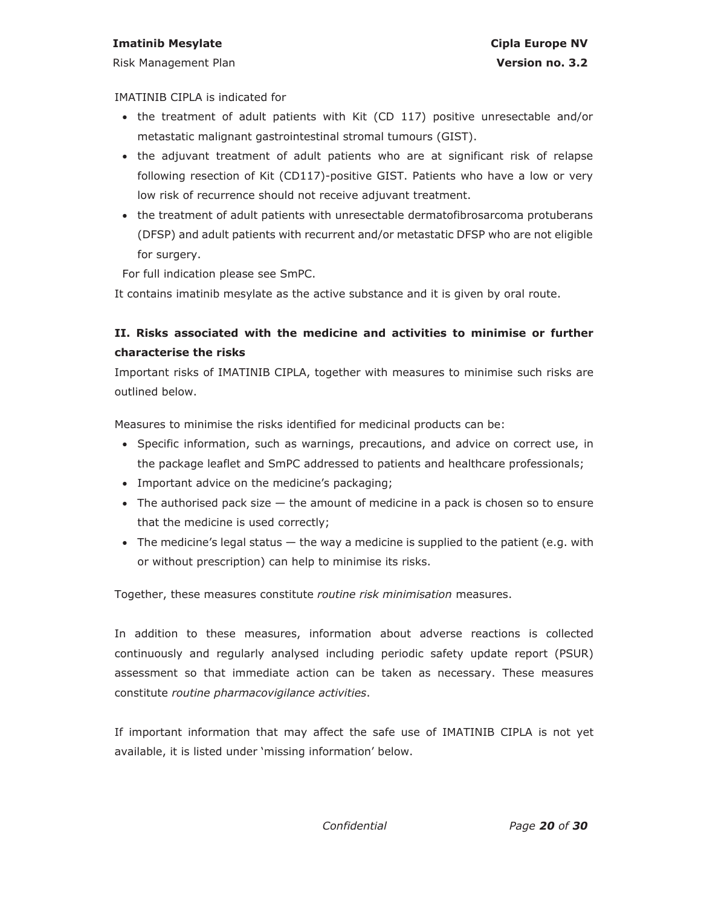IMATINIB CIPLA is indicated for

- the treatment of adult patients with Kit (CD 117) positive unresectable and/or metastatic malignant gastrointestinal stromal tumours (GIST).
- the adjuvant treatment of adult patients who are at significant risk of relapse following resection of Kit (CD117)-positive GIST. Patients who have a low or very low risk of recurrence should not receive adjuvant treatment.
- the treatment of adult patients with unresectable dermatofibrosarcoma protuberans (DFSP) and adult patients with recurrent and/or metastatic DFSP who are not eligible for surgery.

For full indication please see SmPC.

It contains imatinib mesylate as the active substance and it is given by oral route.

## II. Risks associated with the medicine and activities to minimise or further characterise the risks

Important risks of IMATINIB CIPLA, together with measures to minimise such risks are outlined below.

Measures to minimise the risks identified for medicinal products can be:

- Specific information, such as warnings, precautions, and advice on correct use, in the package leaflet and SmPC addressed to patients and healthcare professionals;
- Important advice on the medicine's packaging;
- The authorised pack size — the amount of medicine in a pack is chosen so to ensure that the medicine is used correctly;
- The medicine's legal status — the way a medicine is supplied to the patient (e.g. with or without prescription) can help to minimise its risks.

Together, these measures constitute *routine risk minimisation* measures.

In addition to these measures, information about adverse reactions is collected continuously and regularly analysed including periodic safety update report (PSUR) assessment so that immediate action can be taken as necessary. These measures constitute *routine pharmacovigilance activities*.

If important information that may affect the safe use of IMATINIB CIPLA is not yet available, it is listed under 'missing information' below.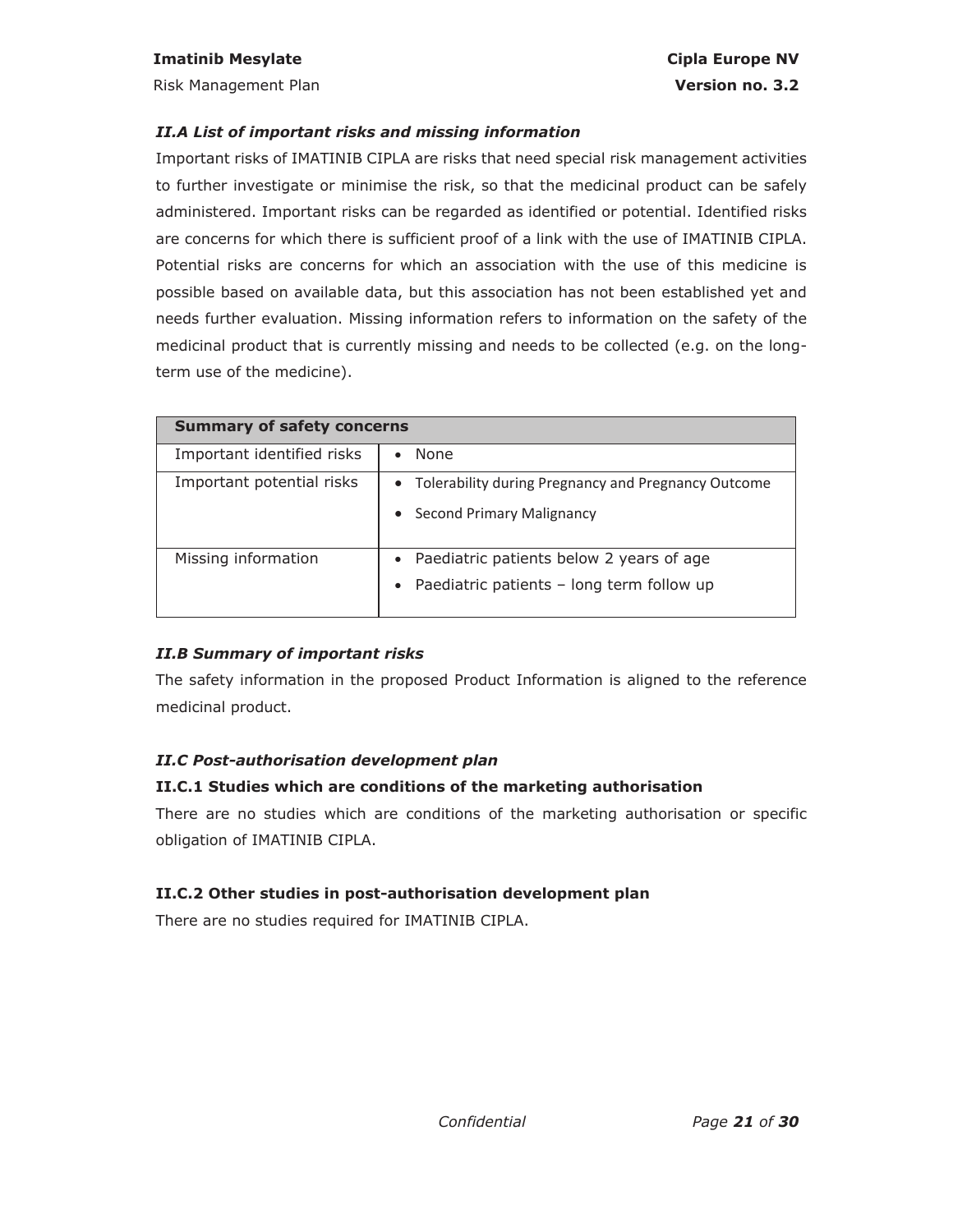### *II.A List of important risks and missing information*

Important risks of IMATINIB CIPLA are risks that need special risk management activities to further investigate or minimise the risk, so that the medicinal product can be safely administered. Important risks can be regarded as identified or potential. Identified risks are concerns for which there is sufficient proof of a link with the use of IMATINIB CIPLA. Potential risks are concerns for which an association with the use of this medicine is possible based on available data, but this association has not been established yet and needs further evaluation. Missing information refers to information on the safety of the medicinal product that is currently missing and needs to be collected (e.g. on the long-term use of the medicine).

| **Summary of safety concerns** | |
|---|---|
| Important identified risks | • None |
| Important potential risks | • Tolerability during Pregnancy and Pregnancy Outcome<br>• Second Primary Malignancy |
| Missing information | • Paediatric patients below 2 years of age<br>• Paediatric patients – long term follow up |

### *II.B Summary of important risks*

The safety information in the proposed Product Information is aligned to the reference medicinal product.

### *II.C Post-authorisation development plan*

#### II.C.1 Studies which are conditions of the marketing authorisation

There are no studies which are conditions of the marketing authorisation or specific obligation of IMATINIB CIPLA.

#### II.C.2 Other studies in post-authorisation development plan

There are no studies required for IMATINIB CIPLA.